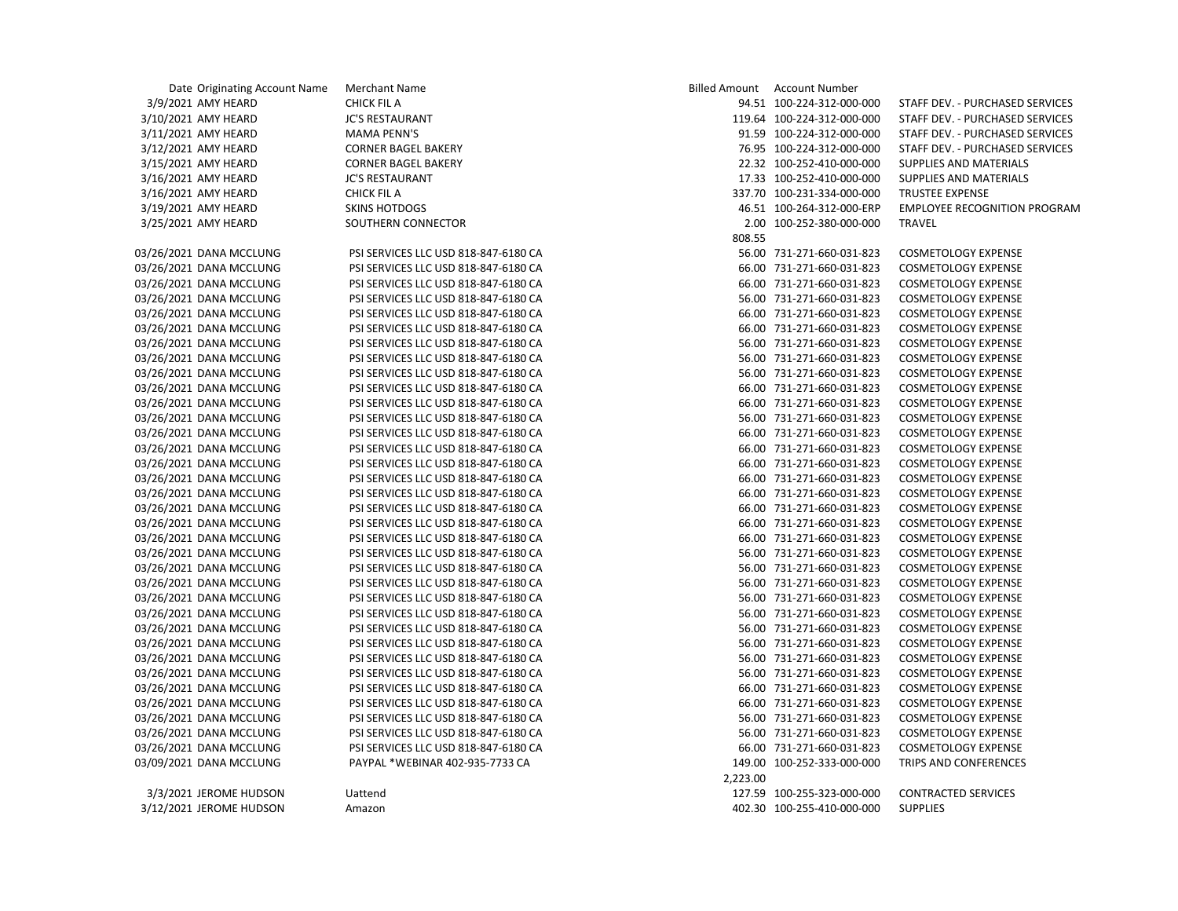| Date | Originating Account Name | Merchant Name | Billed Amount | Account Number | |
|---|---|---|---|---|---|
| 3/9/2021 | AMY HEARD | CHICK FIL A | 94.51 | 100-224-312-000-000 | STAFF DEV. - PURCHASED SERVICES |
| 3/10/2021 | AMY HEARD | JC'S RESTAURANT | 119.64 | 100-224-312-000-000 | STAFF DEV. - PURCHASED SERVICES |
| 3/11/2021 | AMY HEARD | MAMA PENN'S | 91.59 | 100-224-312-000-000 | STAFF DEV. - PURCHASED SERVICES |
| 3/12/2021 | AMY HEARD | CORNER BAGEL BAKERY | 76.95 | 100-224-312-000-000 | STAFF DEV. - PURCHASED SERVICES |
| 3/15/2021 | AMY HEARD | CORNER BAGEL BAKERY | 22.32 | 100-252-410-000-000 | SUPPLIES AND MATERIALS |
| 3/16/2021 | AMY HEARD | JC'S RESTAURANT | 17.33 | 100-252-410-000-000 | SUPPLIES AND MATERIALS |
| 3/16/2021 | AMY HEARD | CHICK FIL A | 337.70 | 100-231-334-000-000 | TRUSTEE EXPENSE |
| 3/19/2021 | AMY HEARD | SKINS HOTDOGS | 46.51 | 100-264-312-000-ERP | EMPLOYEE RECOGNITION PROGRAM |
| 3/25/2021 | AMY HEARD | SOUTHERN CONNECTOR | 2.00 | 100-252-380-000-000 | TRAVEL |
| | | | 808.55 | | |
| 03/26/2021 | DANA MCCLUNG | PSI SERVICES LLC USD 818-847-6180 CA | 56.00 | 731-271-660-031-823 | COSMETOLOGY EXPENSE |
| 03/26/2021 | DANA MCCLUNG | PSI SERVICES LLC USD 818-847-6180 CA | 66.00 | 731-271-660-031-823 | COSMETOLOGY EXPENSE |
| 03/26/2021 | DANA MCCLUNG | PSI SERVICES LLC USD 818-847-6180 CA | 66.00 | 731-271-660-031-823 | COSMETOLOGY EXPENSE |
| 03/26/2021 | DANA MCCLUNG | PSI SERVICES LLC USD 818-847-6180 CA | 56.00 | 731-271-660-031-823 | COSMETOLOGY EXPENSE |
| 03/26/2021 | DANA MCCLUNG | PSI SERVICES LLC USD 818-847-6180 CA | 66.00 | 731-271-660-031-823 | COSMETOLOGY EXPENSE |
| 03/26/2021 | DANA MCCLUNG | PSI SERVICES LLC USD 818-847-6180 CA | 66.00 | 731-271-660-031-823 | COSMETOLOGY EXPENSE |
| 03/26/2021 | DANA MCCLUNG | PSI SERVICES LLC USD 818-847-6180 CA | 56.00 | 731-271-660-031-823 | COSMETOLOGY EXPENSE |
| 03/26/2021 | DANA MCCLUNG | PSI SERVICES LLC USD 818-847-6180 CA | 56.00 | 731-271-660-031-823 | COSMETOLOGY EXPENSE |
| 03/26/2021 | DANA MCCLUNG | PSI SERVICES LLC USD 818-847-6180 CA | 56.00 | 731-271-660-031-823 | COSMETOLOGY EXPENSE |
| 03/26/2021 | DANA MCCLUNG | PSI SERVICES LLC USD 818-847-6180 CA | 66.00 | 731-271-660-031-823 | COSMETOLOGY EXPENSE |
| 03/26/2021 | DANA MCCLUNG | PSI SERVICES LLC USD 818-847-6180 CA | 66.00 | 731-271-660-031-823 | COSMETOLOGY EXPENSE |
| 03/26/2021 | DANA MCCLUNG | PSI SERVICES LLC USD 818-847-6180 CA | 56.00 | 731-271-660-031-823 | COSMETOLOGY EXPENSE |
| 03/26/2021 | DANA MCCLUNG | PSI SERVICES LLC USD 818-847-6180 CA | 66.00 | 731-271-660-031-823 | COSMETOLOGY EXPENSE |
| 03/26/2021 | DANA MCCLUNG | PSI SERVICES LLC USD 818-847-6180 CA | 66.00 | 731-271-660-031-823 | COSMETOLOGY EXPENSE |
| 03/26/2021 | DANA MCCLUNG | PSI SERVICES LLC USD 818-847-6180 CA | 66.00 | 731-271-660-031-823 | COSMETOLOGY EXPENSE |
| 03/26/2021 | DANA MCCLUNG | PSI SERVICES LLC USD 818-847-6180 CA | 66.00 | 731-271-660-031-823 | COSMETOLOGY EXPENSE |
| 03/26/2021 | DANA MCCLUNG | PSI SERVICES LLC USD 818-847-6180 CA | 66.00 | 731-271-660-031-823 | COSMETOLOGY EXPENSE |
| 03/26/2021 | DANA MCCLUNG | PSI SERVICES LLC USD 818-847-6180 CA | 66.00 | 731-271-660-031-823 | COSMETOLOGY EXPENSE |
| 03/26/2021 | DANA MCCLUNG | PSI SERVICES LLC USD 818-847-6180 CA | 66.00 | 731-271-660-031-823 | COSMETOLOGY EXPENSE |
| 03/26/2021 | DANA MCCLUNG | PSI SERVICES LLC USD 818-847-6180 CA | 56.00 | 731-271-660-031-823 | COSMETOLOGY EXPENSE |
| 03/26/2021 | DANA MCCLUNG | PSI SERVICES LLC USD 818-847-6180 CA | 56.00 | 731-271-660-031-823 | COSMETOLOGY EXPENSE |
| 03/26/2021 | DANA MCCLUNG | PSI SERVICES LLC USD 818-847-6180 CA | 56.00 | 731-271-660-031-823 | COSMETOLOGY EXPENSE |
| 03/26/2021 | DANA MCCLUNG | PSI SERVICES LLC USD 818-847-6180 CA | 56.00 | 731-271-660-031-823 | COSMETOLOGY EXPENSE |
| 03/26/2021 | DANA MCCLUNG | PSI SERVICES LLC USD 818-847-6180 CA | 56.00 | 731-271-660-031-823 | COSMETOLOGY EXPENSE |
| 03/26/2021 | DANA MCCLUNG | PSI SERVICES LLC USD 818-847-6180 CA | 56.00 | 731-271-660-031-823 | COSMETOLOGY EXPENSE |
| 03/26/2021 | DANA MCCLUNG | PSI SERVICES LLC USD 818-847-6180 CA | 56.00 | 731-271-660-031-823 | COSMETOLOGY EXPENSE |
| 03/26/2021 | DANA MCCLUNG | PSI SERVICES LLC USD 818-847-6180 CA | 56.00 | 731-271-660-031-823 | COSMETOLOGY EXPENSE |
| 03/26/2021 | DANA MCCLUNG | PSI SERVICES LLC USD 818-847-6180 CA | 66.00 | 731-271-660-031-823 | COSMETOLOGY EXPENSE |
| 03/26/2021 | DANA MCCLUNG | PSI SERVICES LLC USD 818-847-6180 CA | 66.00 | 731-271-660-031-823 | COSMETOLOGY EXPENSE |
| 03/26/2021 | DANA MCCLUNG | PSI SERVICES LLC USD 818-847-6180 CA | 56.00 | 731-271-660-031-823 | COSMETOLOGY EXPENSE |
| 03/26/2021 | DANA MCCLUNG | PSI SERVICES LLC USD 818-847-6180 CA | 56.00 | 731-271-660-031-823 | COSMETOLOGY EXPENSE |
| 03/26/2021 | DANA MCCLUNG | PSI SERVICES LLC USD 818-847-6180 CA | 66.00 | 731-271-660-031-823 | COSMETOLOGY EXPENSE |
| 03/09/2021 | DANA MCCLUNG | PAYPAL *WEBINAR 402-935-7733 CA | 149.00 | 100-252-333-000-000 | TRIPS AND CONFERENCES |
| | | | 2,223.00 | | |
| 3/3/2021 | JEROME HUDSON | Uattend | 127.59 | 100-255-323-000-000 | CONTRACTED SERVICES |
| 3/12/2021 | JEROME HUDSON | Amazon | 402.30 | 100-255-410-000-000 | SUPPLIES |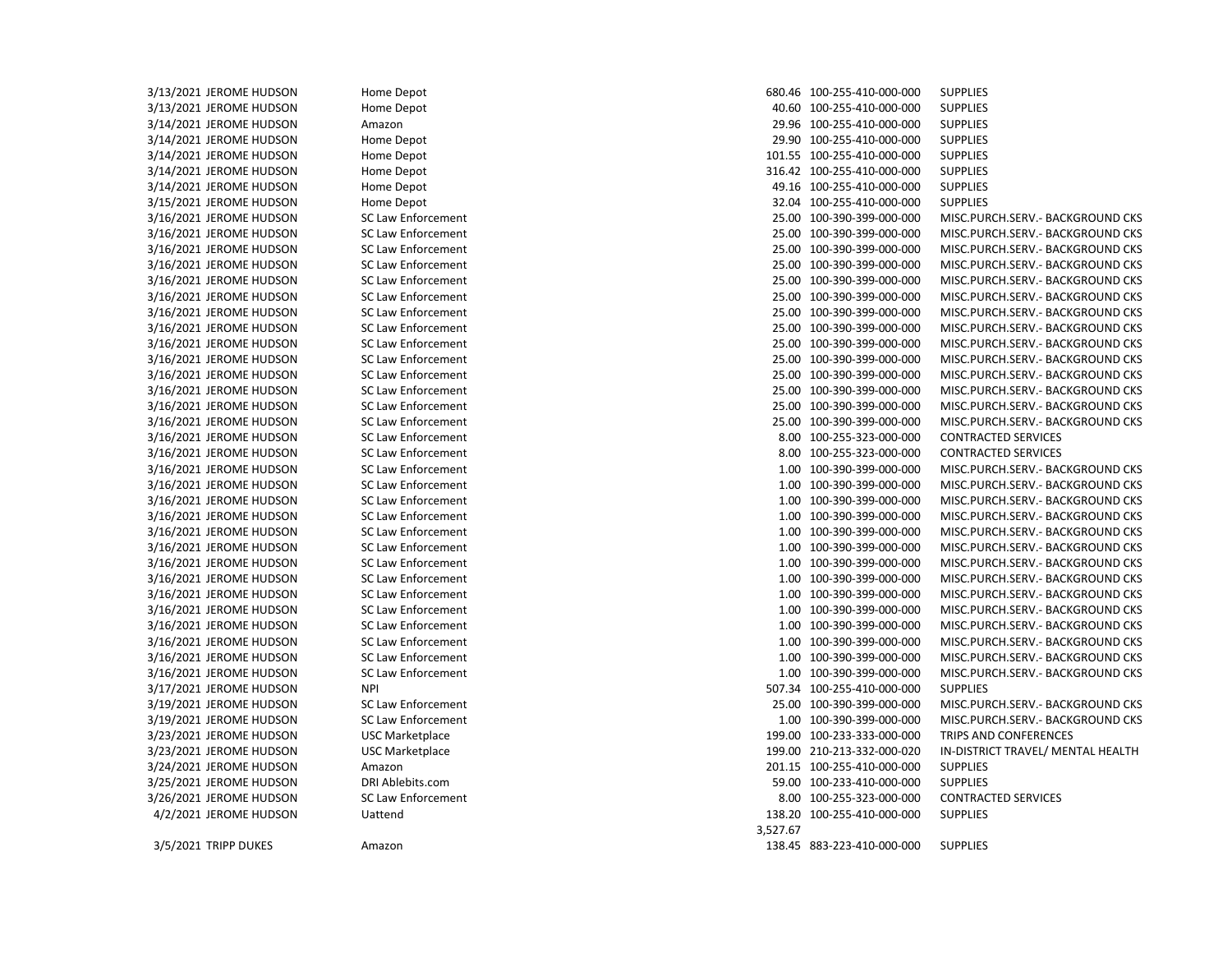| Date | Name | Vendor | Amount | Account | Description |
|---|---|---|---|---|---|
| 3/13/2021 | JEROME HUDSON | Home Depot | 680.46 | 100-255-410-000-000 | SUPPLIES |
| 3/13/2021 | JEROME HUDSON | Home Depot | 40.60 | 100-255-410-000-000 | SUPPLIES |
| 3/14/2021 | JEROME HUDSON | Amazon | 29.96 | 100-255-410-000-000 | SUPPLIES |
| 3/14/2021 | JEROME HUDSON | Home Depot | 29.90 | 100-255-410-000-000 | SUPPLIES |
| 3/14/2021 | JEROME HUDSON | Home Depot | 101.55 | 100-255-410-000-000 | SUPPLIES |
| 3/14/2021 | JEROME HUDSON | Home Depot | 316.42 | 100-255-410-000-000 | SUPPLIES |
| 3/14/2021 | JEROME HUDSON | Home Depot | 49.16 | 100-255-410-000-000 | SUPPLIES |
| 3/15/2021 | JEROME HUDSON | Home Depot | 32.04 | 100-255-410-000-000 | SUPPLIES |
| 3/16/2021 | JEROME HUDSON | SC Law Enforcement | 25.00 | 100-390-399-000-000 | MISC.PURCH.SERV.- BACKGROUND CKS |
| 3/16/2021 | JEROME HUDSON | SC Law Enforcement | 25.00 | 100-390-399-000-000 | MISC.PURCH.SERV.- BACKGROUND CKS |
| 3/16/2021 | JEROME HUDSON | SC Law Enforcement | 25.00 | 100-390-399-000-000 | MISC.PURCH.SERV.- BACKGROUND CKS |
| 3/16/2021 | JEROME HUDSON | SC Law Enforcement | 25.00 | 100-390-399-000-000 | MISC.PURCH.SERV.- BACKGROUND CKS |
| 3/16/2021 | JEROME HUDSON | SC Law Enforcement | 25.00 | 100-390-399-000-000 | MISC.PURCH.SERV.- BACKGROUND CKS |
| 3/16/2021 | JEROME HUDSON | SC Law Enforcement | 25.00 | 100-390-399-000-000 | MISC.PURCH.SERV.- BACKGROUND CKS |
| 3/16/2021 | JEROME HUDSON | SC Law Enforcement | 25.00 | 100-390-399-000-000 | MISC.PURCH.SERV.- BACKGROUND CKS |
| 3/16/2021 | JEROME HUDSON | SC Law Enforcement | 25.00 | 100-390-399-000-000 | MISC.PURCH.SERV.- BACKGROUND CKS |
| 3/16/2021 | JEROME HUDSON | SC Law Enforcement | 25.00 | 100-390-399-000-000 | MISC.PURCH.SERV.- BACKGROUND CKS |
| 3/16/2021 | JEROME HUDSON | SC Law Enforcement | 25.00 | 100-390-399-000-000 | MISC.PURCH.SERV.- BACKGROUND CKS |
| 3/16/2021 | JEROME HUDSON | SC Law Enforcement | 25.00 | 100-390-399-000-000 | MISC.PURCH.SERV.- BACKGROUND CKS |
| 3/16/2021 | JEROME HUDSON | SC Law Enforcement | 25.00 | 100-390-399-000-000 | MISC.PURCH.SERV.- BACKGROUND CKS |
| 3/16/2021 | JEROME HUDSON | SC Law Enforcement | 25.00 | 100-390-399-000-000 | MISC.PURCH.SERV.- BACKGROUND CKS |
| 3/16/2021 | JEROME HUDSON | SC Law Enforcement | 25.00 | 100-390-399-000-000 | MISC.PURCH.SERV.- BACKGROUND CKS |
| 3/16/2021 | JEROME HUDSON | SC Law Enforcement | 8.00 | 100-255-323-000-000 | CONTRACTED SERVICES |
| 3/16/2021 | JEROME HUDSON | SC Law Enforcement | 8.00 | 100-255-323-000-000 | CONTRACTED SERVICES |
| 3/16/2021 | JEROME HUDSON | SC Law Enforcement | 1.00 | 100-390-399-000-000 | MISC.PURCH.SERV.- BACKGROUND CKS |
| 3/16/2021 | JEROME HUDSON | SC Law Enforcement | 1.00 | 100-390-399-000-000 | MISC.PURCH.SERV.- BACKGROUND CKS |
| 3/16/2021 | JEROME HUDSON | SC Law Enforcement | 1.00 | 100-390-399-000-000 | MISC.PURCH.SERV.- BACKGROUND CKS |
| 3/16/2021 | JEROME HUDSON | SC Law Enforcement | 1.00 | 100-390-399-000-000 | MISC.PURCH.SERV.- BACKGROUND CKS |
| 3/16/2021 | JEROME HUDSON | SC Law Enforcement | 1.00 | 100-390-399-000-000 | MISC.PURCH.SERV.- BACKGROUND CKS |
| 3/16/2021 | JEROME HUDSON | SC Law Enforcement | 1.00 | 100-390-399-000-000 | MISC.PURCH.SERV.- BACKGROUND CKS |
| 3/16/2021 | JEROME HUDSON | SC Law Enforcement | 1.00 | 100-390-399-000-000 | MISC.PURCH.SERV.- BACKGROUND CKS |
| 3/16/2021 | JEROME HUDSON | SC Law Enforcement | 1.00 | 100-390-399-000-000 | MISC.PURCH.SERV.- BACKGROUND CKS |
| 3/16/2021 | JEROME HUDSON | SC Law Enforcement | 1.00 | 100-390-399-000-000 | MISC.PURCH.SERV.- BACKGROUND CKS |
| 3/16/2021 | JEROME HUDSON | SC Law Enforcement | 1.00 | 100-390-399-000-000 | MISC.PURCH.SERV.- BACKGROUND CKS |
| 3/16/2021 | JEROME HUDSON | SC Law Enforcement | 1.00 | 100-390-399-000-000 | MISC.PURCH.SERV.- BACKGROUND CKS |
| 3/16/2021 | JEROME HUDSON | SC Law Enforcement | 1.00 | 100-390-399-000-000 | MISC.PURCH.SERV.- BACKGROUND CKS |
| 3/16/2021 | JEROME HUDSON | SC Law Enforcement | 1.00 | 100-390-399-000-000 | MISC.PURCH.SERV.- BACKGROUND CKS |
| 3/16/2021 | JEROME HUDSON | SC Law Enforcement | 1.00 | 100-390-399-000-000 | MISC.PURCH.SERV.- BACKGROUND CKS |
| 3/17/2021 | JEROME HUDSON | NPI | 507.34 | 100-255-410-000-000 | SUPPLIES |
| 3/19/2021 | JEROME HUDSON | SC Law Enforcement | 25.00 | 100-390-399-000-000 | MISC.PURCH.SERV.- BACKGROUND CKS |
| 3/19/2021 | JEROME HUDSON | SC Law Enforcement | 1.00 | 100-390-399-000-000 | MISC.PURCH.SERV.- BACKGROUND CKS |
| 3/23/2021 | JEROME HUDSON | USC Marketplace | 199.00 | 100-233-333-000-000 | TRIPS AND CONFERENCES |
| 3/23/2021 | JEROME HUDSON | USC Marketplace | 199.00 | 210-213-332-000-020 | IN-DISTRICT TRAVEL/ MENTAL HEALTH |
| 3/24/2021 | JEROME HUDSON | Amazon | 201.15 | 100-255-410-000-000 | SUPPLIES |
| 3/25/2021 | JEROME HUDSON | DRI Ablebits.com | 59.00 | 100-233-410-000-000 | SUPPLIES |
| 3/26/2021 | JEROME HUDSON | SC Law Enforcement | 8.00 | 100-255-323-000-000 | CONTRACTED SERVICES |
| 4/2/2021 | JEROME HUDSON | Uattend | 138.20 | 100-255-410-000-000 | SUPPLIES |
| | | | 3,527.67 | | |
| 3/5/2021 | TRIPP DUKES | Amazon | 138.45 | 883-223-410-000-000 | SUPPLIES |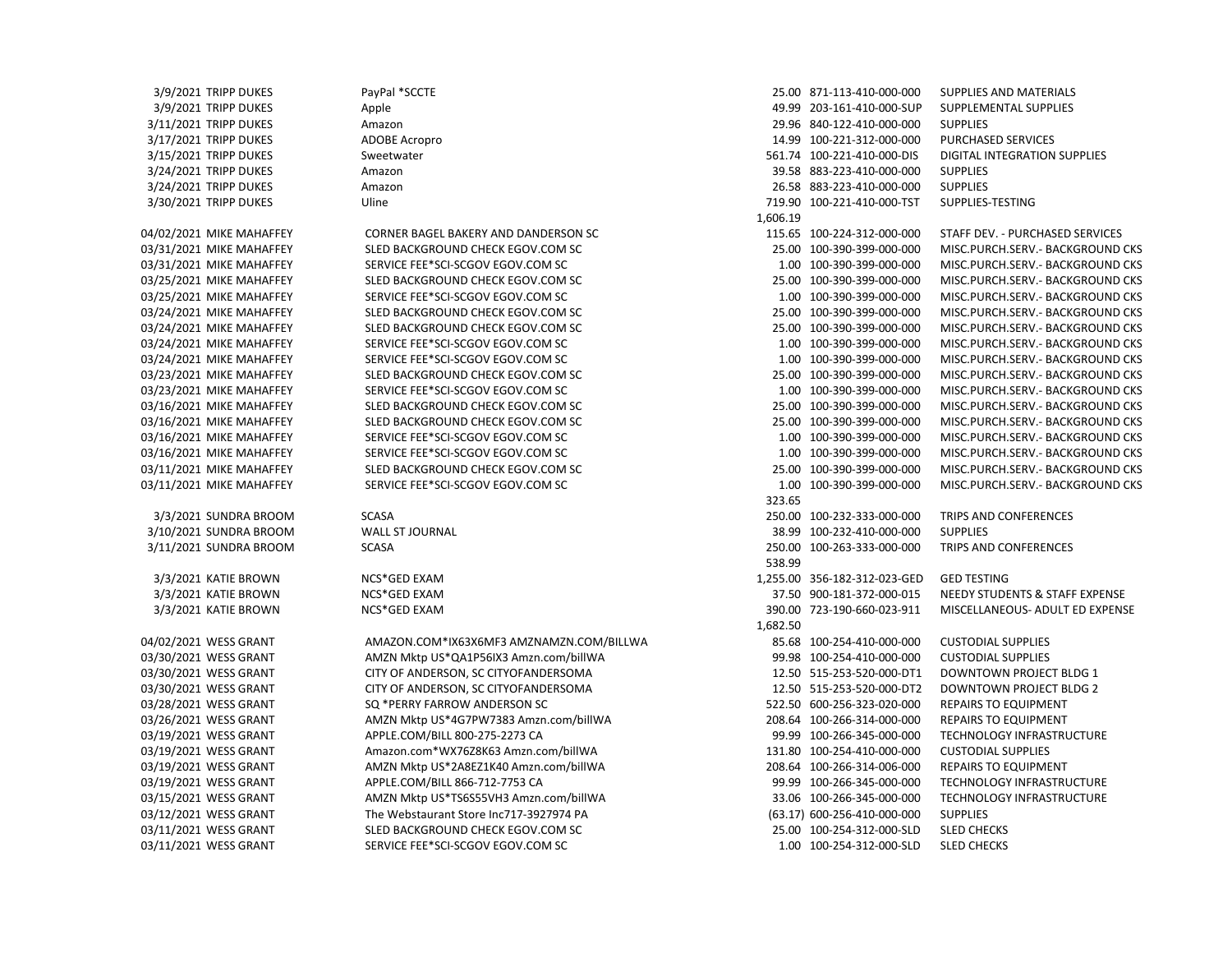| Date | Cardholder | Vendor | Amount | Account | Description |
|---|---|---|---|---|---|
| 3/9/2021 | TRIPP DUKES | PayPal *SCCTE | 25.00 | 871-113-410-000-000 | SUPPLIES AND MATERIALS |
| 3/9/2021 | TRIPP DUKES | Apple | 49.99 | 203-161-410-000-SUP | SUPPLEMENTAL SUPPLIES |
| 3/11/2021 | TRIPP DUKES | Amazon | 29.96 | 840-122-410-000-000 | SUPPLIES |
| 3/17/2021 | TRIPP DUKES | ADOBE Acropro | 14.99 | 100-221-312-000-000 | PURCHASED SERVICES |
| 3/15/2021 | TRIPP DUKES | Sweetwater | 561.74 | 100-221-410-000-DIS | DIGITAL INTEGRATION SUPPLIES |
| 3/24/2021 | TRIPP DUKES | Amazon | 39.58 | 883-223-410-000-000 | SUPPLIES |
| 3/24/2021 | TRIPP DUKES | Amazon | 26.58 | 883-223-410-000-000 | SUPPLIES |
| 3/30/2021 | TRIPP DUKES | Uline | 719.90 | 100-221-410-000-TST | SUPPLIES-TESTING |
| | | | 1,606.19 | | |
| 04/02/2021 | MIKE MAHAFFEY | CORNER BAGEL BAKERY AND DANDERSON SC | 115.65 | 100-224-312-000-000 | STAFF DEV. - PURCHASED SERVICES |
| 03/31/2021 | MIKE MAHAFFEY | SLED BACKGROUND CHECK EGOV.COM SC | 25.00 | 100-390-399-000-000 | MISC.PURCH.SERV.- BACKGROUND CKS |
| 03/31/2021 | MIKE MAHAFFEY | SERVICE FEE*SCI-SCGOV EGOV.COM SC | 1.00 | 100-390-399-000-000 | MISC.PURCH.SERV.- BACKGROUND CKS |
| 03/25/2021 | MIKE MAHAFFEY | SLED BACKGROUND CHECK EGOV.COM SC | 25.00 | 100-390-399-000-000 | MISC.PURCH.SERV.- BACKGROUND CKS |
| 03/25/2021 | MIKE MAHAFFEY | SERVICE FEE*SCI-SCGOV EGOV.COM SC | 1.00 | 100-390-399-000-000 | MISC.PURCH.SERV.- BACKGROUND CKS |
| 03/24/2021 | MIKE MAHAFFEY | SLED BACKGROUND CHECK EGOV.COM SC | 25.00 | 100-390-399-000-000 | MISC.PURCH.SERV.- BACKGROUND CKS |
| 03/24/2021 | MIKE MAHAFFEY | SLED BACKGROUND CHECK EGOV.COM SC | 25.00 | 100-390-399-000-000 | MISC.PURCH.SERV.- BACKGROUND CKS |
| 03/24/2021 | MIKE MAHAFFEY | SERVICE FEE*SCI-SCGOV EGOV.COM SC | 1.00 | 100-390-399-000-000 | MISC.PURCH.SERV.- BACKGROUND CKS |
| 03/24/2021 | MIKE MAHAFFEY | SERVICE FEE*SCI-SCGOV EGOV.COM SC | 1.00 | 100-390-399-000-000 | MISC.PURCH.SERV.- BACKGROUND CKS |
| 03/23/2021 | MIKE MAHAFFEY | SLED BACKGROUND CHECK EGOV.COM SC | 25.00 | 100-390-399-000-000 | MISC.PURCH.SERV.- BACKGROUND CKS |
| 03/23/2021 | MIKE MAHAFFEY | SERVICE FEE*SCI-SCGOV EGOV.COM SC | 1.00 | 100-390-399-000-000 | MISC.PURCH.SERV.- BACKGROUND CKS |
| 03/16/2021 | MIKE MAHAFFEY | SLED BACKGROUND CHECK EGOV.COM SC | 25.00 | 100-390-399-000-000 | MISC.PURCH.SERV.- BACKGROUND CKS |
| 03/16/2021 | MIKE MAHAFFEY | SLED BACKGROUND CHECK EGOV.COM SC | 25.00 | 100-390-399-000-000 | MISC.PURCH.SERV.- BACKGROUND CKS |
| 03/16/2021 | MIKE MAHAFFEY | SERVICE FEE*SCI-SCGOV EGOV.COM SC | 1.00 | 100-390-399-000-000 | MISC.PURCH.SERV.- BACKGROUND CKS |
| 03/16/2021 | MIKE MAHAFFEY | SERVICE FEE*SCI-SCGOV EGOV.COM SC | 1.00 | 100-390-399-000-000 | MISC.PURCH.SERV.- BACKGROUND CKS |
| 03/11/2021 | MIKE MAHAFFEY | SLED BACKGROUND CHECK EGOV.COM SC | 25.00 | 100-390-399-000-000 | MISC.PURCH.SERV.- BACKGROUND CKS |
| 03/11/2021 | MIKE MAHAFFEY | SERVICE FEE*SCI-SCGOV EGOV.COM SC | 1.00 | 100-390-399-000-000 | MISC.PURCH.SERV.- BACKGROUND CKS |
| | | | 323.65 | | |
| 3/3/2021 | SUNDRA BROOM | SCASA | 250.00 | 100-232-333-000-000 | TRIPS AND CONFERENCES |
| 3/10/2021 | SUNDRA BROOM | WALL ST JOURNAL | 38.99 | 100-232-410-000-000 | SUPPLIES |
| 3/11/2021 | SUNDRA BROOM | SCASA | 250.00 | 100-263-333-000-000 | TRIPS AND CONFERENCES |
| | | | 538.99 | | |
| 3/3/2021 | KATIE BROWN | NCS*GED EXAM | 1,255.00 | 356-182-312-023-GED | GED TESTING |
| 3/3/2021 | KATIE BROWN | NCS*GED EXAM | 37.50 | 900-181-372-000-015 | NEEDY STUDENTS & STAFF EXPENSE |
| 3/3/2021 | KATIE BROWN | NCS*GED EXAM | 390.00 | 723-190-660-023-911 | MISCELLANEOUS- ADULT ED EXPENSE |
| | | | 1,682.50 | | |
| 04/02/2021 | WESS GRANT | AMAZON.COM*IX63X6MF3 AMZNAMZN.COM/BILLWA | 85.68 | 100-254-410-000-000 | CUSTODIAL SUPPLIES |
| 03/30/2021 | WESS GRANT | AMZN Mktp US*QA1P56IX3 Amzn.com/billWA | 99.98 | 100-254-410-000-000 | CUSTODIAL SUPPLIES |
| 03/30/2021 | WESS GRANT | CITY OF ANDERSON, SC CITYOFANDERSOMA | 12.50 | 515-253-520-000-DT1 | DOWNTOWN PROJECT BLDG 1 |
| 03/30/2021 | WESS GRANT | CITY OF ANDERSON, SC CITYOFANDERSOMA | 12.50 | 515-253-520-000-DT2 | DOWNTOWN PROJECT BLDG 2 |
| 03/28/2021 | WESS GRANT | SQ *PERRY FARROW ANDERSON SC | 522.50 | 600-256-323-020-000 | REPAIRS TO EQUIPMENT |
| 03/26/2021 | WESS GRANT | AMZN Mktp US*4G7PW7383 Amzn.com/billWA | 208.64 | 100-266-314-000-000 | REPAIRS TO EQUIPMENT |
| 03/19/2021 | WESS GRANT | APPLE.COM/BILL 800-275-2273 CA | 99.99 | 100-266-345-000-000 | TECHNOLOGY INFRASTRUCTURE |
| 03/19/2021 | WESS GRANT | Amazon.com*WX76Z8K63 Amzn.com/billWA | 131.80 | 100-254-410-000-000 | CUSTODIAL SUPPLIES |
| 03/19/2021 | WESS GRANT | AMZN Mktp US*2A8EZ1K40 Amzn.com/billWA | 208.64 | 100-266-314-006-000 | REPAIRS TO EQUIPMENT |
| 03/19/2021 | WESS GRANT | APPLE.COM/BILL 866-712-7753 CA | 99.99 | 100-266-345-000-000 | TECHNOLOGY INFRASTRUCTURE |
| 03/15/2021 | WESS GRANT | AMZN Mktp US*TS6S55VH3 Amzn.com/billWA | 33.06 | 100-266-345-000-000 | TECHNOLOGY INFRASTRUCTURE |
| 03/12/2021 | WESS GRANT | The Webstaurant Store Inc717-3927974 PA | (63.17) | 600-256-410-000-000 | SUPPLIES |
| 03/11/2021 | WESS GRANT | SLED BACKGROUND CHECK EGOV.COM SC | 25.00 | 100-254-312-000-SLD | SLED CHECKS |
| 03/11/2021 | WESS GRANT | SERVICE FEE*SCI-SCGOV EGOV.COM SC | 1.00 | 100-254-312-000-SLD | SLED CHECKS |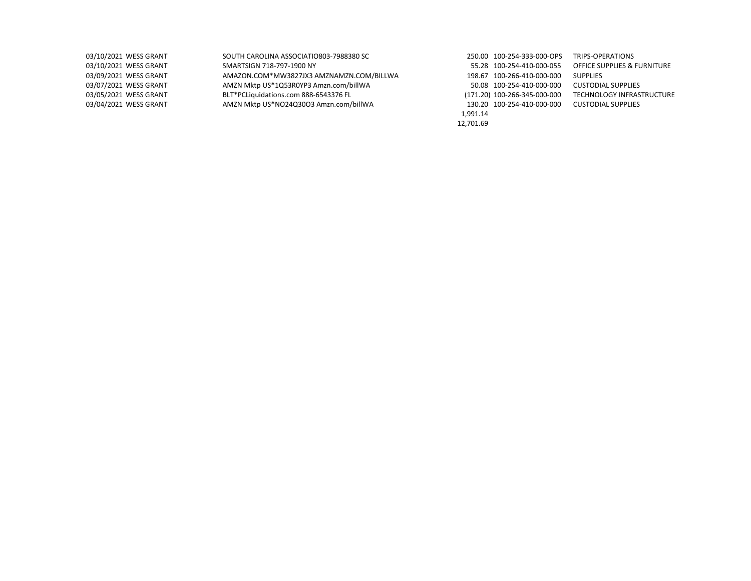| | | | | | |
|---|---|---|---|---|---|
| 03/10/2021 | WESS GRANT | SOUTH CAROLINA ASSOCIATIO803-7988380 SC | 250.00 | 100-254-333-000-OPS | TRIPS-OPERATIONS |
| 03/10/2021 | WESS GRANT | SMARTSIGN 718-797-1900 NY | 55.28 | 100-254-410-000-055 | OFFICE SUPPLIES & FURNITURE |
| 03/09/2021 | WESS GRANT | AMAZON.COM*MW3827JX3 AMZNAMZN.COM/BILLWA | 198.67 | 100-266-410-000-000 | SUPPLIES |
| 03/07/2021 | WESS GRANT | AMZN Mktp US*1Q53R0YP3 Amzn.com/billWA | 50.08 | 100-254-410-000-000 | CUSTODIAL SUPPLIES |
| 03/05/2021 | WESS GRANT | BLT*PCLiquidations.com 888-6543376 FL | (171.20) | 100-266-345-000-000 | TECHNOLOGY INFRASTRUCTURE |
| 03/04/2021 | WESS GRANT | AMZN Mktp US*NO24Q30O3 Amzn.com/billWA | 130.20 | 100-254-410-000-000 | CUSTODIAL SUPPLIES |
| | | | 1,991.14 | | |
| | | | 12,701.69 | | |